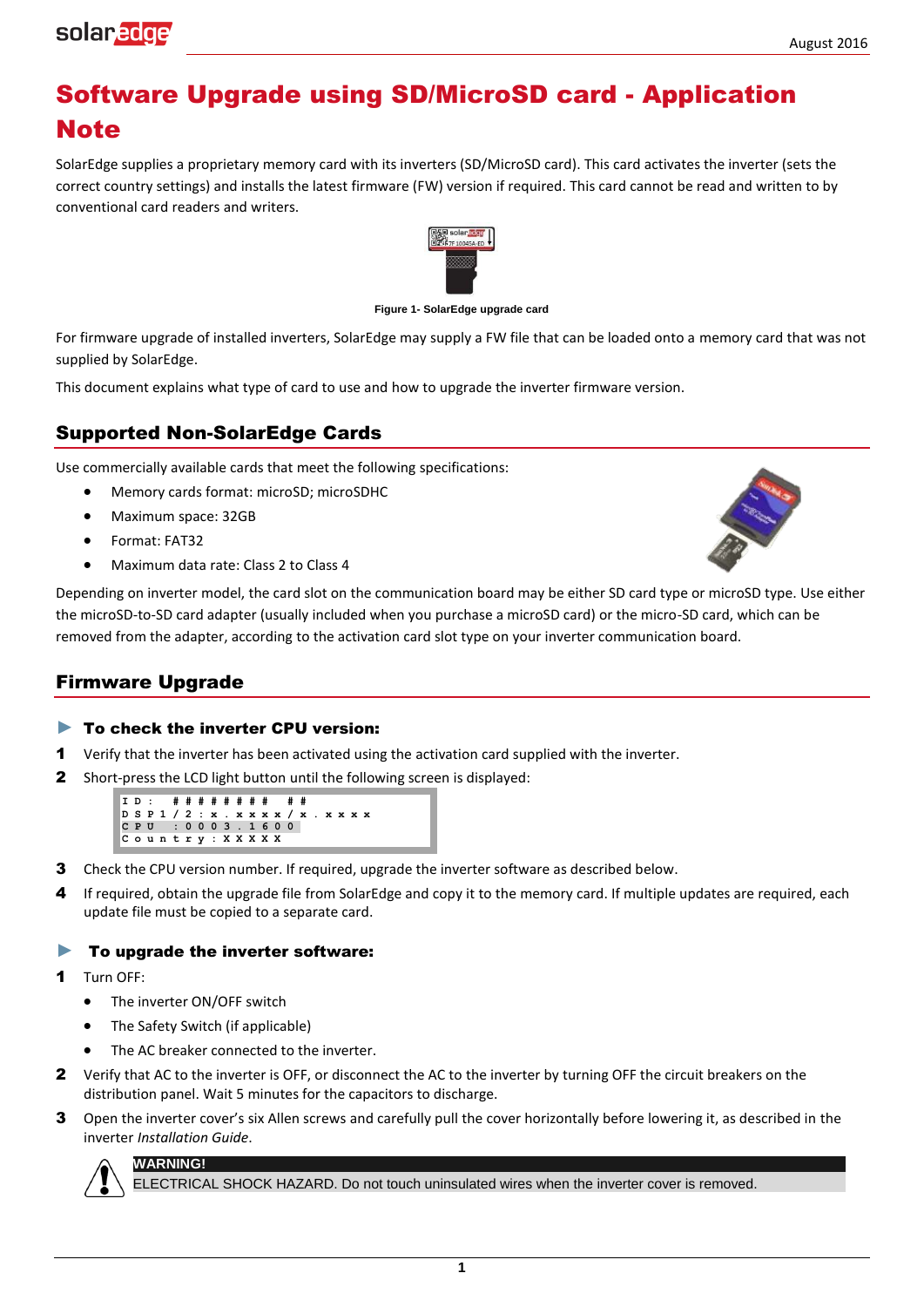# Software Upgrade using SD/MicroSD card - Application Note

SolarEdge supplies a proprietary memory card with its inverters (SD/MicroSD card). This card activates the inverter (sets the correct country settings) and installs the latest firmware (FW) version if required. This card cannot be read and written to by conventional card readers and writers.

Figure 1- SolarEdge upgrade card

For firmware upgrade of installed inverters, SolarEdge may supply a FW file that can be loaded onto a memory card that was not supplied by SolarEdge.

This document explains what type of card to use and how to upgrade the inverter firmware version.

## Supported Non-SolarEdge Cards

Use commercially available cards that meet the following specifications:

- Memory cards format: microSD; microSDHC
- Maximum space: 32GB
- Format: FAT32
- Maximum data rate: Class 2 to Class 4

Depending on inverter model, the card slot on the communication board may be either SD card type or microSD type. Use either the microSD-to-SD card adapter (usually included when you purchase a microSD card) or the micro-SD card, which can be removed from the adapter, according to the activation card slot type on your inverter communication board.

## Firmware Upgrade

### ► To check the inverter CPU version:

1. Verify that the inverter has been activated using the activation card supplied with the inverter.
2. Short-press the LCD light button until the following screen is displayed:

```
ID: ######### ##
DSP1/2:x.xxxx/x.xxxx
CPU :0003.1600
Country:XXXXX
```

3. Check the CPU version number. If required, upgrade the inverter software as described below.
4. If required, obtain the upgrade file from SolarEdge and copy it to the memory card. If multiple updates are required, each update file must be copied to a separate card.

### ► To upgrade the inverter software:

1. Turn OFF:
   - The inverter ON/OFF switch
   - The Safety Switch (if applicable)
   - The AC breaker connected to the inverter.
2. Verify that AC to the inverter is OFF, or disconnect the AC to the inverter by turning OFF the circuit breakers on the distribution panel. Wait 5 minutes for the capacitors to discharge.
3. Open the inverter cover's six Allen screws and carefully pull the cover horizontally before lowering it, as described in the inverter *Installation Guide*.

**WARNING!**
ELECTRICAL SHOCK HAZARD. Do not touch uninsulated wires when the inverter cover is removed.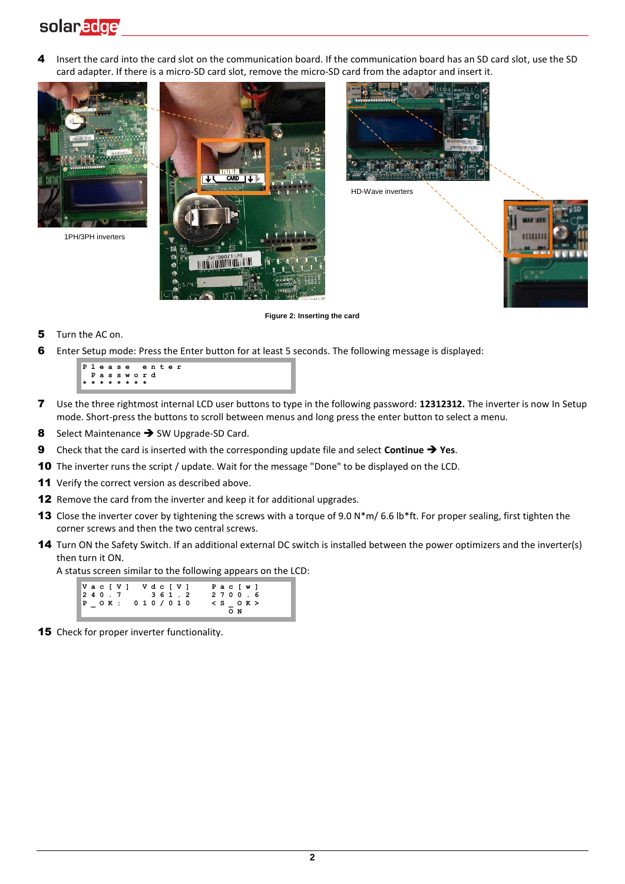4 Insert the card into the card slot on the communication board. If the communication board has an SD card slot, use the SD card adapter. If there is a micro-SD card slot, remove the micro-SD card from the adaptor and insert it.

1PH/3PH inverters

HD-Wave inverters

Figure 2: Inserting the card

5 Turn the AC on.

6 Enter Setup mode: Press the Enter button for at least 5 seconds. The following message is displayed:

```
Please enter
 Password
********
```

7 Use the three rightmost internal LCD user buttons to type in the following password: **12312312.** The inverter is now In Setup mode. Short-press the buttons to scroll between menus and long press the enter button to select a menu.

8 Select Maintenance ➔ SW Upgrade-SD Card.

9 Check that the card is inserted with the corresponding update file and select **Continue** ➔ **Yes**.

10 The inverter runs the script / update. Wait for the message "Done" to be displayed on the LCD.

11 Verify the correct version as described above.

12 Remove the card from the inverter and keep it for additional upgrades.

13 Close the inverter cover by tightening the screws with a torque of 9.0 N*m/ 6.6 lb*ft. For proper sealing, first tighten the corner screws and then the two central screws.

14 Turn ON the Safety Switch. If an additional external DC switch is installed between the power optimizers and the inverter(s) then turn it ON.
A status screen similar to the following appears on the LCD:

```
Vac[V]  Vdc[V]   Pac[w]
240.7    361.2   2700.6
P_OK:  010/010   <S_OK>
                   ON
```

15 Check for proper inverter functionality.